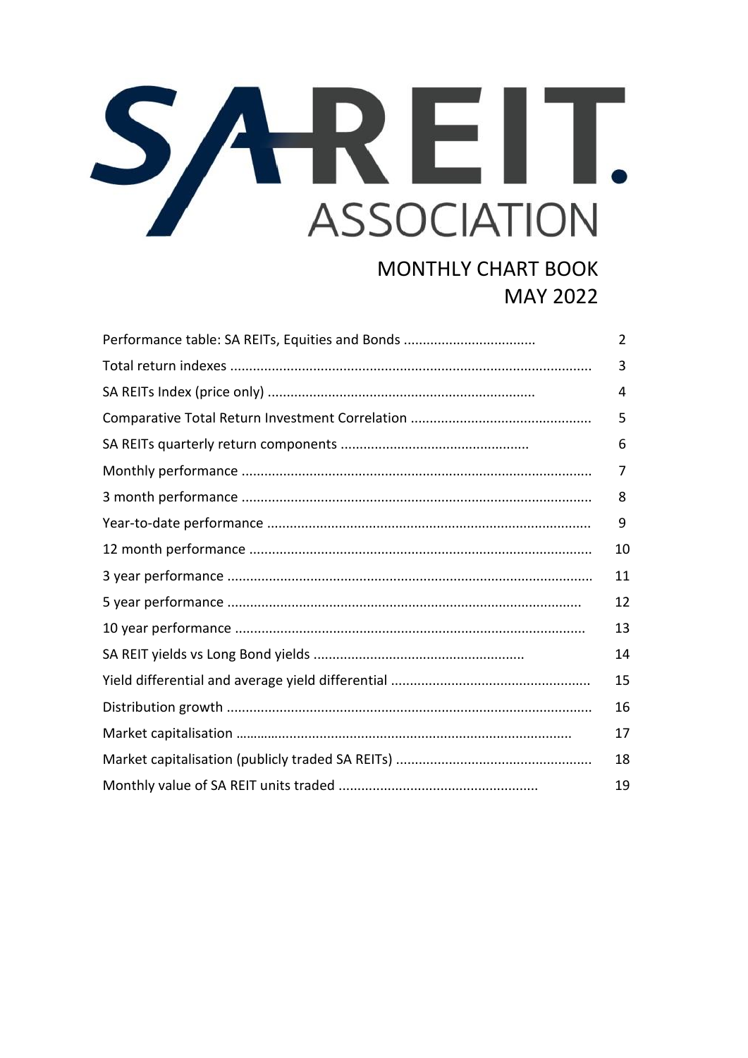# SA REIT ASSOCIATION

## MONTHLY CHART BOOK
## MAY 2022

| | |
|---|---|
| Performance table: SA REITs, Equities and Bonds .................................. | 2 |
| Total return indexes .............................................................................................. | 3 |
| SA REITs Index (price only) ...................................................................... | 4 |
| Comparative Total Return Investment Correlation ............................................... | 5 |
| SA REITs quarterly return components ................................................. | 6 |
| Monthly performance ............................................................................................ | 7 |
| 3 month performance ............................................................................................ | 8 |
| Year-to-date performance ..................................................................................... | 9 |
| 12 month performance .......................................................................................... | 10 |
| 3 year performance ............................................................................................... | 11 |
| 5 year performance ............................................................................................ | 12 |
| 10 year performance ............................................................................................ | 13 |
| SA REIT yields vs Long Bond yields ....................................................... | 14 |
| Yield differential and average yield differential .................................................... | 15 |
| Distribution growth ................................................................................................ | 16 |
| Market capitalisation ......................................................................................... | 17 |
| Market capitalisation (publicly traded SA REITs) ................................................... | 18 |
| Monthly value of SA REIT units traded .................................................... | 19 |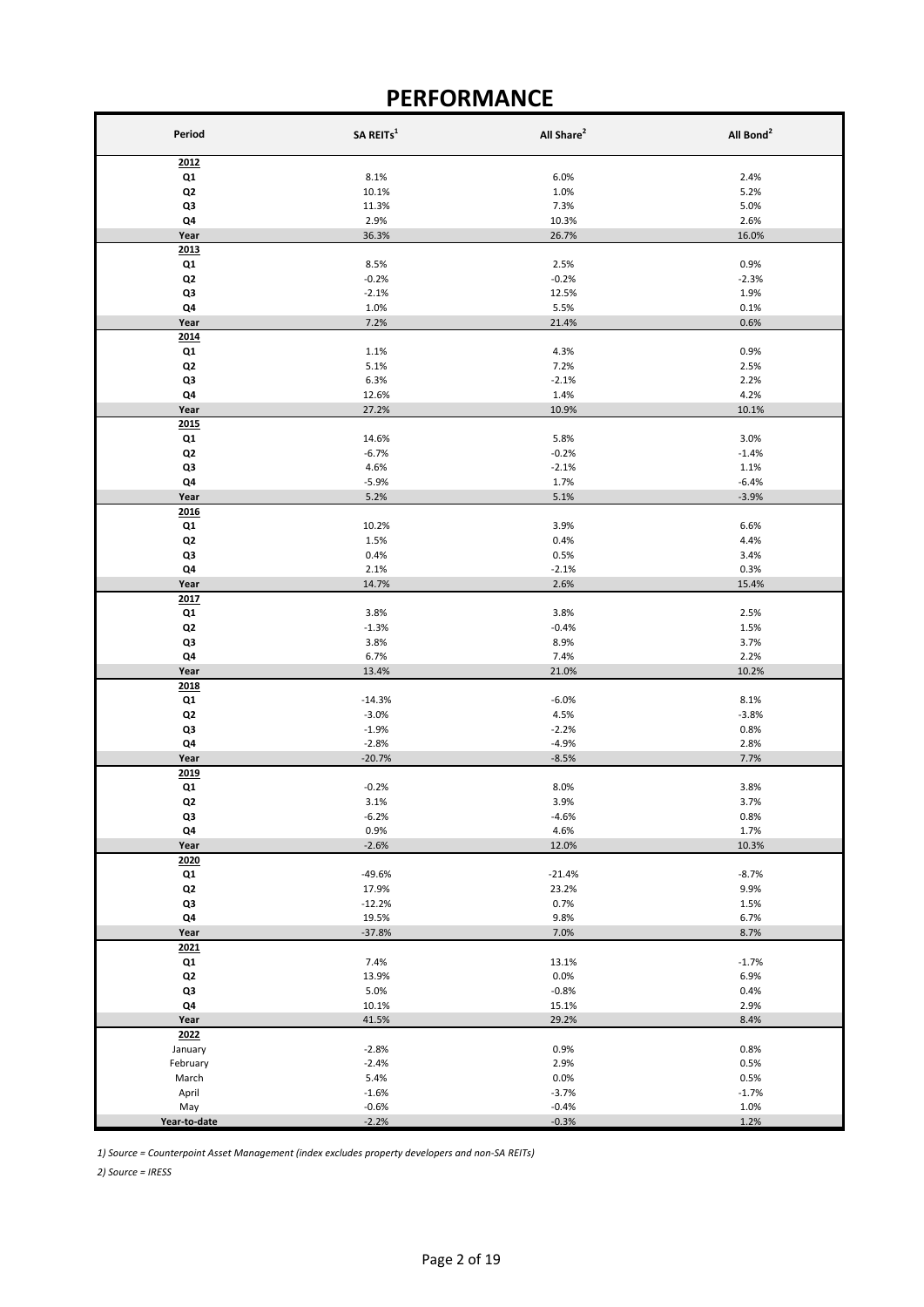# PERFORMANCE

| Period | SA REITs[1] | All Share[2] | All Bond[2] |
|---|---|---|---|
| **2012** | | | |
| **Q1** | 8.1% | 6.0% | 2.4% |
| **Q2** | 10.1% | 1.0% | 5.2% |
| **Q3** | 11.3% | 7.3% | 5.0% |
| **Q4** | 2.9% | 10.3% | 2.6% |
| **Year** | 36.3% | 26.7% | 16.0% |
| **2013** | | | |
| **Q1** | 8.5% | 2.5% | 0.9% |
| **Q2** | -0.2% | -0.2% | -2.3% |
| **Q3** | -2.1% | 12.5% | 1.9% |
| **Q4** | 1.0% | 5.5% | 0.1% |
| **Year** | 7.2% | 21.4% | 0.6% |
| **2014** | | | |
| **Q1** | 1.1% | 4.3% | 0.9% |
| **Q2** | 5.1% | 7.2% | 2.5% |
| **Q3** | 6.3% | -2.1% | 2.2% |
| **Q4** | 12.6% | 1.4% | 4.2% |
| **Year** | 27.2% | 10.9% | 10.1% |
| **2015** | | | |
| **Q1** | 14.6% | 5.8% | 3.0% |
| **Q2** | -6.7% | -0.2% | -1.4% |
| **Q3** | 4.6% | -2.1% | 1.1% |
| **Q4** | -5.9% | 1.7% | -6.4% |
| **Year** | 5.2% | 5.1% | -3.9% |
| **2016** | | | |
| **Q1** | 10.2% | 3.9% | 6.6% |
| **Q2** | 1.5% | 0.4% | 4.4% |
| **Q3** | 0.4% | 0.5% | 3.4% |
| **Q4** | 2.1% | -2.1% | 0.3% |
| **Year** | 14.7% | 2.6% | 15.4% |
| **2017** | | | |
| **Q1** | 3.8% | 3.8% | 2.5% |
| **Q2** | -1.3% | -0.4% | 1.5% |
| **Q3** | 3.8% | 8.9% | 3.7% |
| **Q4** | 6.7% | 7.4% | 2.2% |
| **Year** | 13.4% | 21.0% | 10.2% |
| **2018** | | | |
| **Q1** | -14.3% | -6.0% | 8.1% |
| **Q2** | -3.0% | 4.5% | -3.8% |
| **Q3** | -1.9% | -2.2% | 0.8% |
| **Q4** | -2.8% | -4.9% | 2.8% |
| **Year** | -20.7% | -8.5% | 7.7% |
| **2019** | | | |
| **Q1** | -0.2% | 8.0% | 3.8% |
| **Q2** | 3.1% | 3.9% | 3.7% |
| **Q3** | -6.2% | -4.6% | 0.8% |
| **Q4** | 0.9% | 4.6% | 1.7% |
| **Year** | -2.6% | 12.0% | 10.3% |
| **2020** | | | |
| **Q1** | -49.6% | -21.4% | -8.7% |
| **Q2** | 17.9% | 23.2% | 9.9% |
| **Q3** | -12.2% | 0.7% | 1.5% |
| **Q4** | 19.5% | 9.8% | 6.7% |
| **Year** | -37.8% | 7.0% | 8.7% |
| **2021** | | | |
| **Q1** | 7.4% | 13.1% | -1.7% |
| **Q2** | 13.9% | 0.0% | 6.9% |
| **Q3** | 5.0% | -0.8% | 0.4% |
| **Q4** | 10.1% | 15.1% | 2.9% |
| **Year** | 41.5% | 29.2% | 8.4% |
| **2022** | | | |
| January | -2.8% | 0.9% | 0.8% |
| February | -2.4% | 2.9% | 0.5% |
| March | 5.4% | 0.0% | 0.5% |
| April | -1.6% | -3.7% | -1.7% |
| May | -0.6% | -0.4% | 1.0% |
| **Year-to-date** | -2.2% | -0.3% | 1.2% |

*1) Source = Counterpoint Asset Management (index excludes property developers and non-SA REITs)*

*2) Source = IRESS*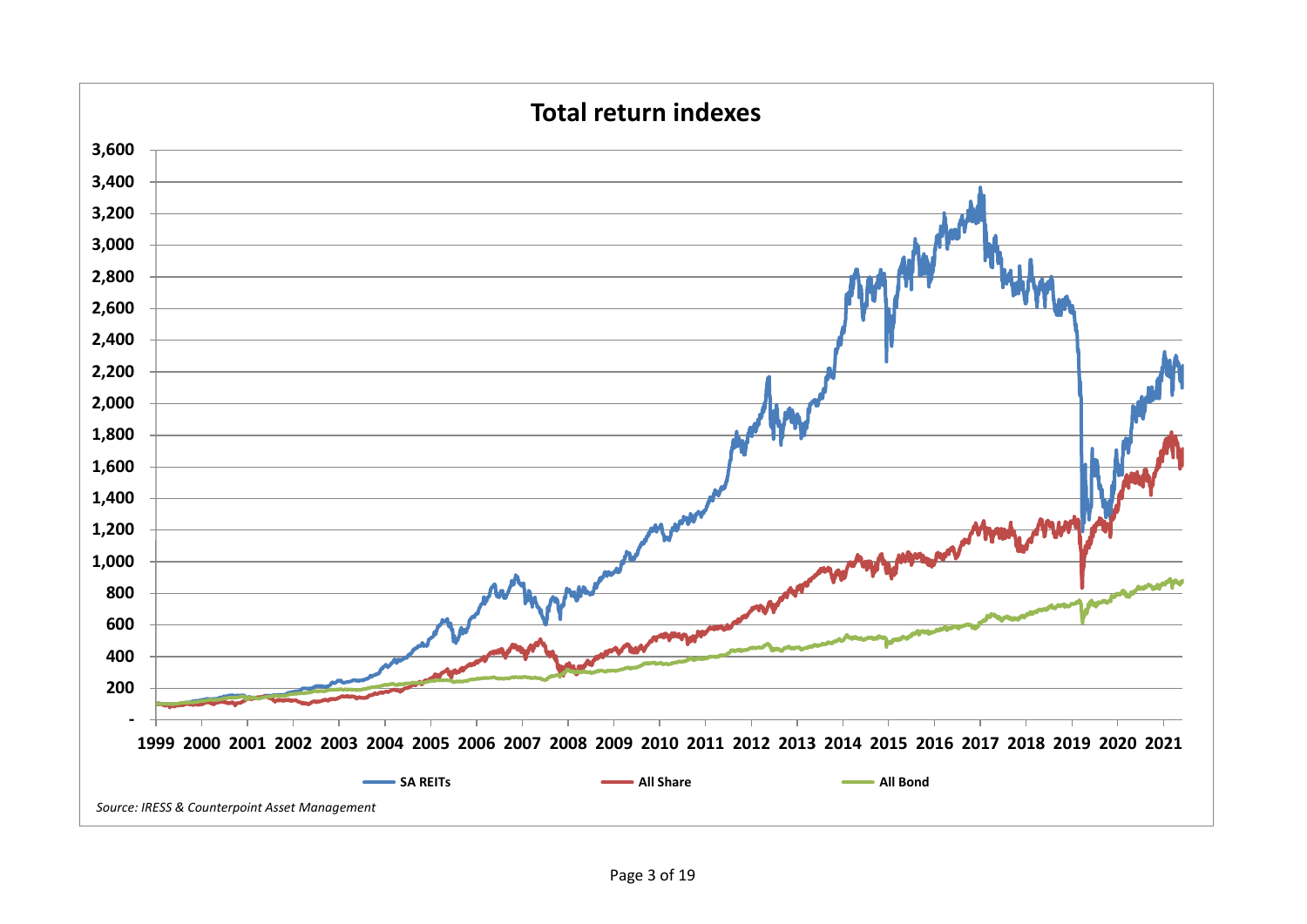**Total return indexes**

SA REITs | All Share | All Bond

*Source: IRESS & Counterpoint Asset Management*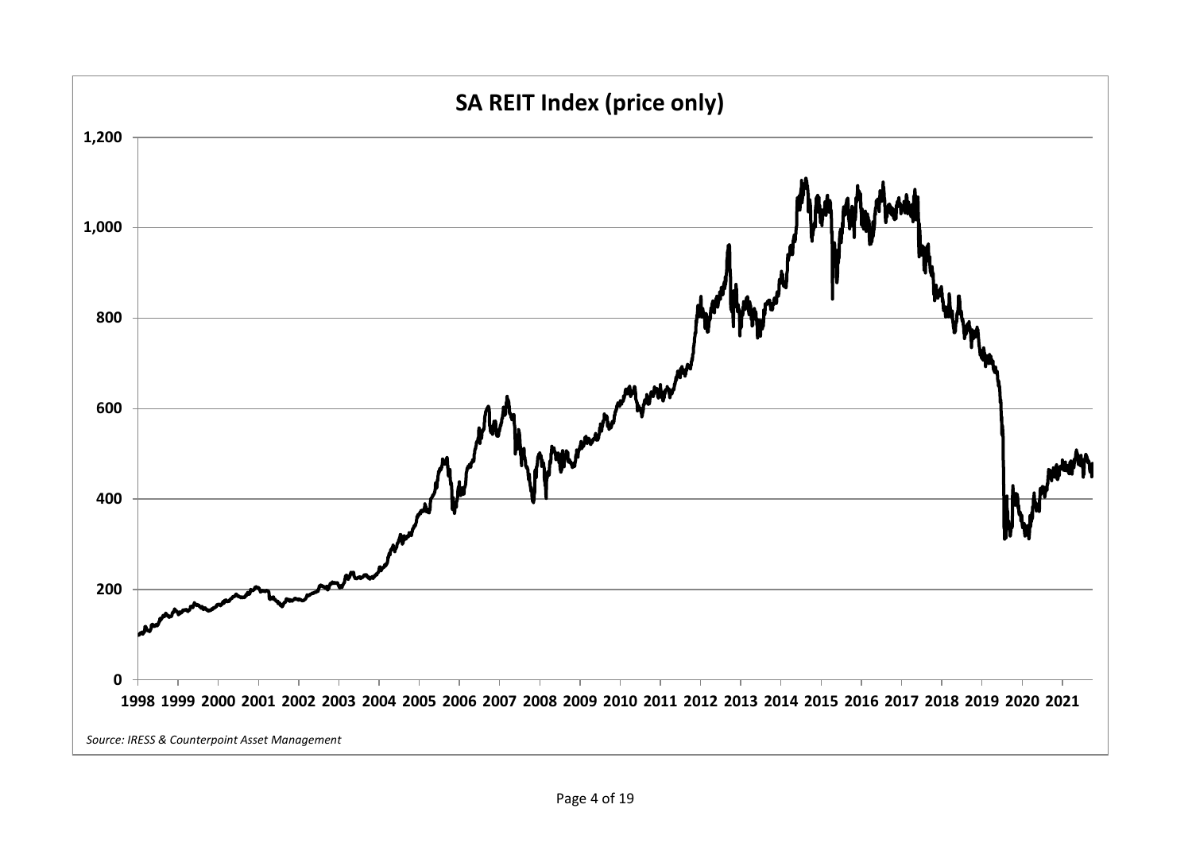**SA REIT Index (price only)**

*Source: IRESS & Counterpoint Asset Management*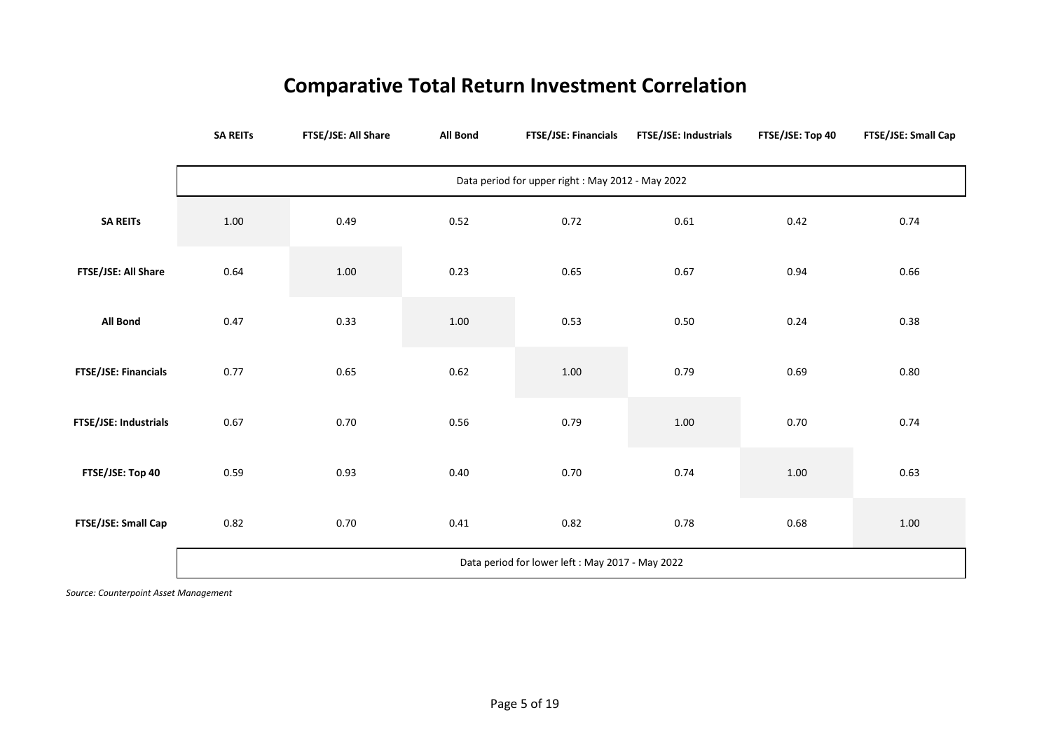# Comparative Total Return Investment Correlation

| | SA REITs | FTSE/JSE: All Share | All Bond | FTSE/JSE: Financials | FTSE/JSE: Industrials | FTSE/JSE: Top 40 | FTSE/JSE: Small Cap |
|---|---|---|---|---|---|---|---|
| | Data period for upper right : May 2012 - May 2022 | | | | | | |
| **SA REITs** | 1.00 | 0.49 | 0.52 | 0.72 | 0.61 | 0.42 | 0.74 |
| **FTSE/JSE: All Share** | 0.64 | 1.00 | 0.23 | 0.65 | 0.67 | 0.94 | 0.66 |
| **All Bond** | 0.47 | 0.33 | 1.00 | 0.53 | 0.50 | 0.24 | 0.38 |
| **FTSE/JSE: Financials** | 0.77 | 0.65 | 0.62 | 1.00 | 0.79 | 0.69 | 0.80 |
| **FTSE/JSE: Industrials** | 0.67 | 0.70 | 0.56 | 0.79 | 1.00 | 0.70 | 0.74 |
| **FTSE/JSE: Top 40** | 0.59 | 0.93 | 0.40 | 0.70 | 0.74 | 1.00 | 0.63 |
| **FTSE/JSE: Small Cap** | 0.82 | 0.70 | 0.41 | 0.82 | 0.78 | 0.68 | 1.00 |
| | Data period for lower left : May 2017 - May 2022 | | | | | | |

*Source: Counterpoint Asset Management*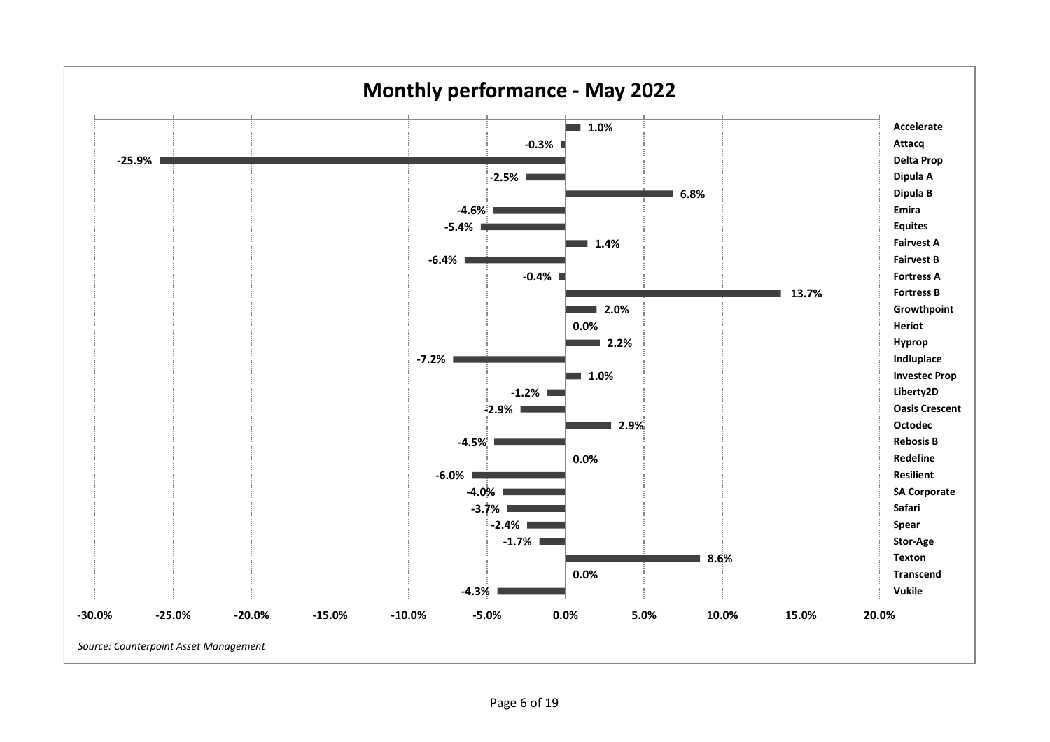# Monthly performance - May 2022

| Company | Return |
|---|---|
| Accelerate | 1.0% |
| Attacq | -0.3% |
| Delta Prop | -25.9% |
| Dipula A | -2.5% |
| Dipula B | 6.8% |
| Emira | -4.6% |
| Equites | -5.4% |
| Fairvest A | 1.4% |
| Fairvest B | -6.4% |
| Fortress A | -0.4% |
| Fortress B | 13.7% |
| Growthpoint | 2.0% |
| Heriot | 0.0% |
| Hyprop | 2.2% |
| Indluplace | -7.2% |
| Investec Prop | 1.0% |
| Liberty2D | -1.2% |
| Oasis Crescent | -2.9% |
| Octodec | 2.9% |
| Rebosis B | -4.5% |
| Redefine | 0.0% |
| Resilient | -6.0% |
| SA Corporate | -4.0% |
| Safari | -3.7% |
| Spear | -2.4% |
| Stor-Age | -1.7% |
| Texton | 8.6% |
| Transcend | 0.0% |
| Vukile | -4.3% |

*Source: Counterpoint Asset Management*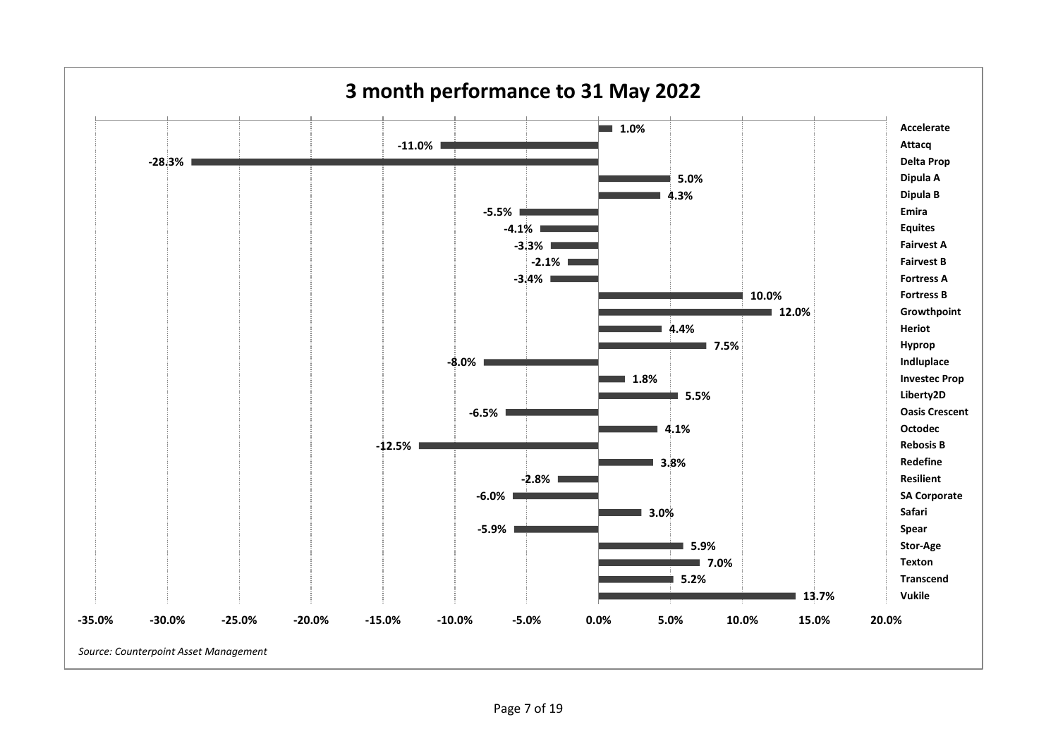## 3 month performance to 31 May 2022

| Company | Performance |
|---|---|
| Accelerate | 1.0% |
| Attacq | -11.0% |
| Delta Prop | -28.3% |
| Dipula A | 5.0% |
| Dipula B | 4.3% |
| Emira | -5.5% |
| Equites | -4.1% |
| Fairvest A | -3.3% |
| Fairvest B | -2.1% |
| Fortress A | -3.4% |
| Fortress B | 10.0% |
| Growthpoint | 12.0% |
| Heriot | 4.4% |
| Hyprop | 7.5% |
| Indluplace | -8.0% |
| Investec Prop | 1.8% |
| Liberty2D | 5.5% |
| Oasis Crescent | -6.5% |
| Octodec | 4.1% |
| Rebosis B | -12.5% |
| Redefine | 3.8% |
| Resilient | -2.8% |
| SA Corporate | -6.0% |
| Safari | 3.0% |
| Spear | -5.9% |
| Stor-Age | 5.9% |
| Texton | 7.0% |
| Transcend | 5.2% |
| Vukile | 13.7% |

*Source: Counterpoint Asset Management*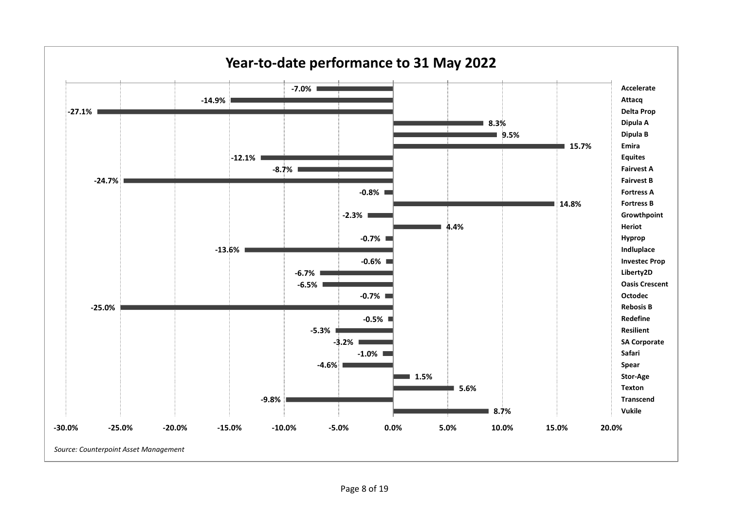## Year-to-date performance to 31 May 2022

| Company | YTD performance |
|---|---|
| Accelerate | -7.0% |
| Attacq | -14.9% |
| Delta Prop | -27.1% |
| Dipula A | 8.3% |
| Dipula B | 9.5% |
| Emira | 15.7% |
| Equites | -12.1% |
| Fairvest A | -8.7% |
| Fairvest B | -24.7% |
| Fortress A | -0.8% |
| Fortress B | 14.8% |
| Growthpoint | -2.3% |
| Heriot | 4.4% |
| Hyprop | -0.7% |
| Indluplace | -13.6% |
| Investec Prop | -0.6% |
| Liberty2D | -6.7% |
| Oasis Crescent | -6.5% |
| Octodec | -0.7% |
| Rebosis B | -25.0% |
| Redefine | -0.5% |
| Resilient | -5.3% |
| SA Corporate | -3.2% |
| Safari | -1.0% |
| Spear | -4.6% |
| Stor-Age | 1.5% |
| Texton | 5.6% |
| Transcend | -9.8% |
| Vukile | 8.7% |

*Source: Counterpoint Asset Management*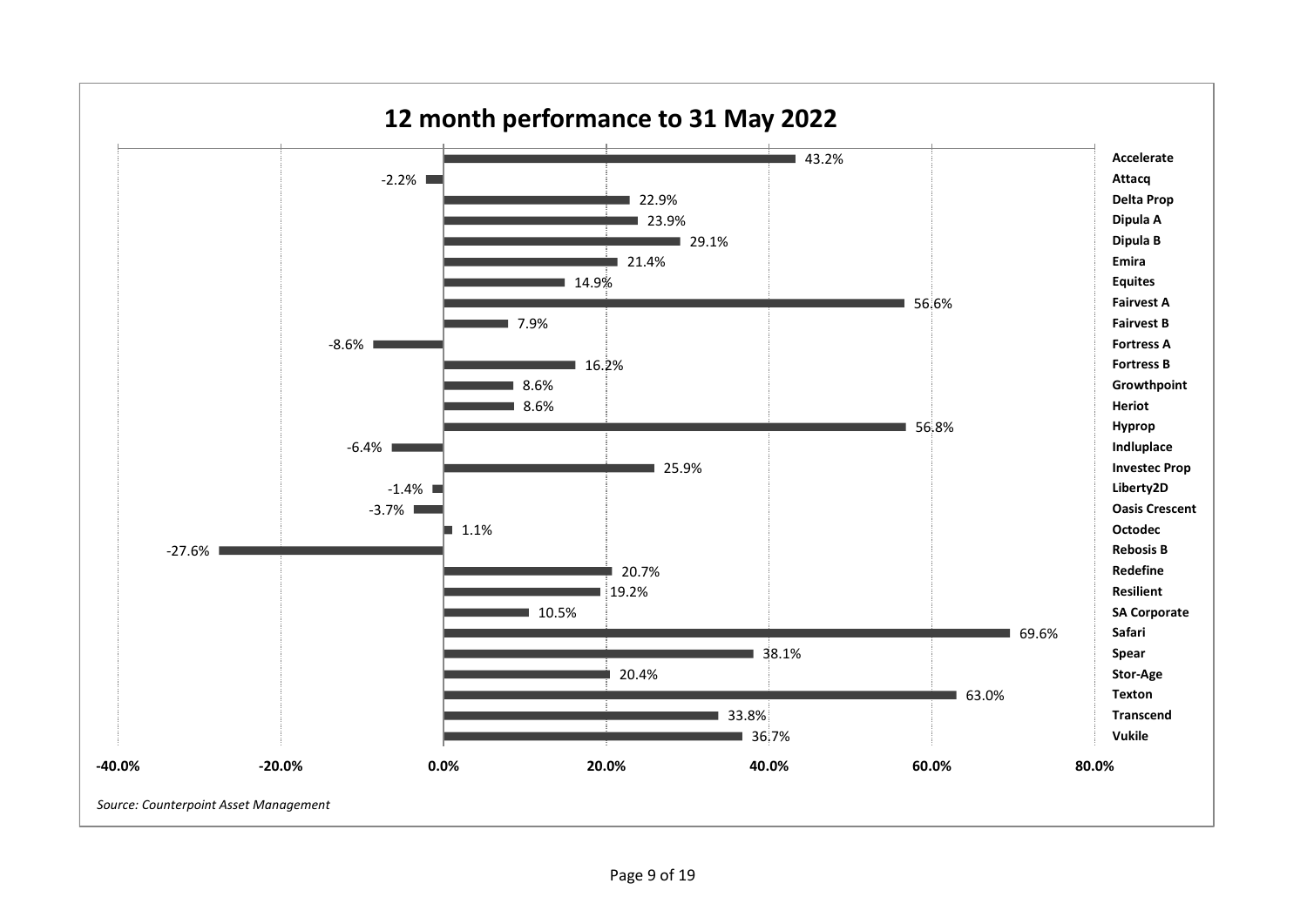## 12 month performance to 31 May 2022

| Company | Performance |
|---|---|
| Accelerate | 43.2% |
| Attacq | -2.2% |
| Delta Prop | 22.9% |
| Dipula A | 23.9% |
| Dipula B | 29.1% |
| Emira | 21.4% |
| Equites | 14.9% |
| Fairvest A | 56.6% |
| Fairvest B | 7.9% |
| Fortress A | -8.6% |
| Fortress B | 16.2% |
| Growthpoint | 8.6% |
| Heriot | 8.6% |
| Hyprop | 56.8% |
| Indluplace | -6.4% |
| Investec Prop | 25.9% |
| Liberty2D | -1.4% |
| Oasis Crescent | -3.7% |
| Octodec | 1.1% |
| Rebosis B | -27.6% |
| Redefine | 20.7% |
| Resilient | 19.2% |
| SA Corporate | 10.5% |
| Safari | 69.6% |
| Spear | 38.1% |
| Stor-Age | 20.4% |
| Texton | 63.0% |
| Transcend | 33.8% |
| Vukile | 36.7% |

*Source: Counterpoint Asset Management*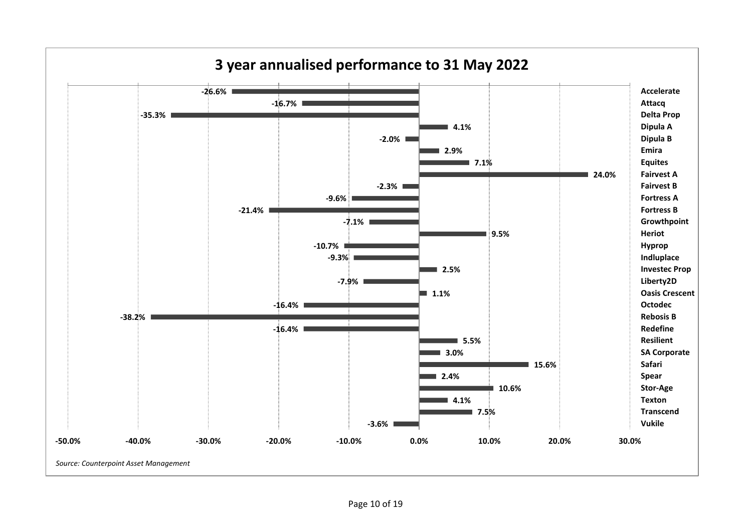# 3 year annualised performance to 31 May 2022

| Company | 3 year annualised performance |
| --- | --- |
| Accelerate | -26.6% |
| Attacq | -16.7% |
| Delta Prop | -35.3% |
| Dipula A | 4.1% |
| Dipula B | -2.0% |
| Emira | 2.9% |
| Equites | 7.1% |
| Fairvest A | 24.0% |
| Fairvest B | -2.3% |
| Fortress A | -9.6% |
| Fortress B | -21.4% |
| Growthpoint | -7.1% |
| Heriot | 9.5% |
| Hyprop | -10.7% |
| Indluplace | -9.3% |
| Investec Prop | 2.5% |
| Liberty2D | -7.9% |
| Oasis Crescent | 1.1% |
| Octodec | -16.4% |
| Rebosis B | -38.2% |
| Redefine | -16.4% |
| Resilient | 5.5% |
| SA Corporate | 3.0% |
| Safari | 15.6% |
| Spear | 2.4% |
| Stor-Age | 10.6% |
| Texton | 4.1% |
| Transcend | 7.5% |
| Vukile | -3.6% |

*Source: Counterpoint Asset Management*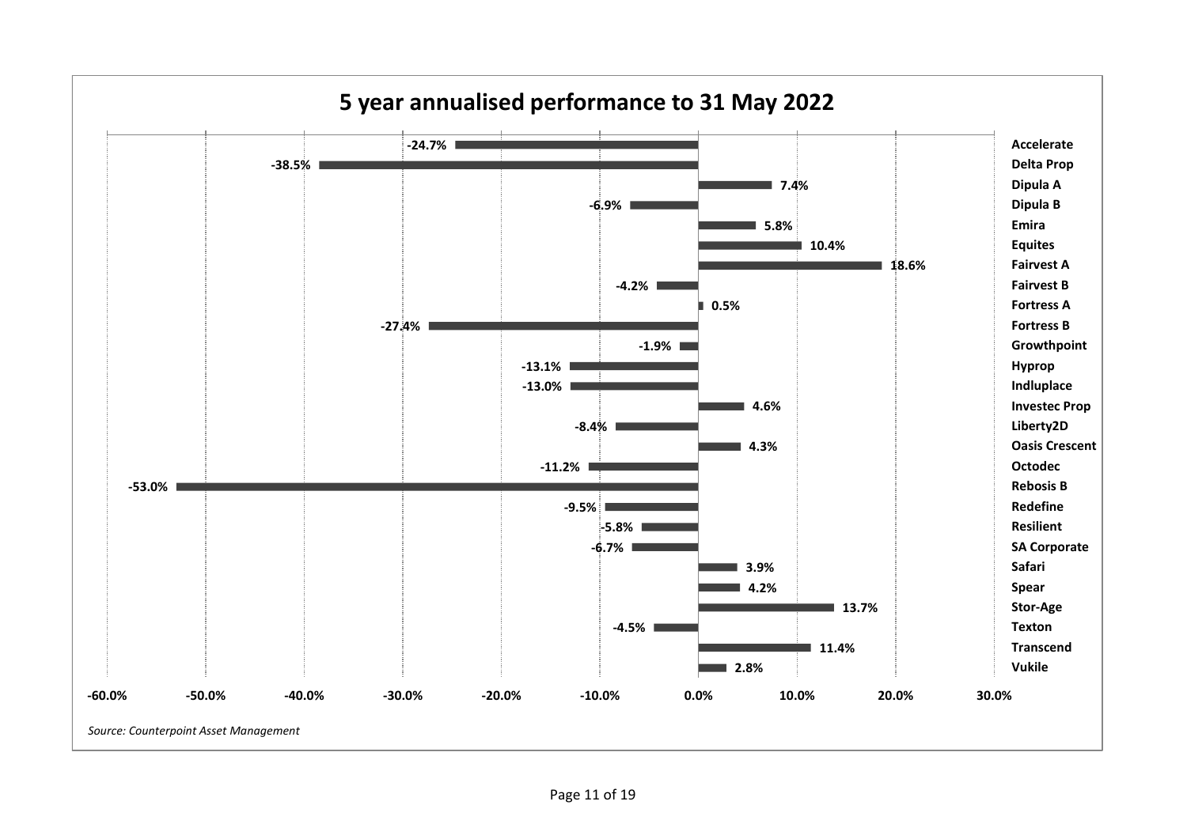## 5 year annualised performance to 31 May 2022

| Company | Performance |
|---|---|
| Accelerate | -24.7% |
| Delta Prop | -38.5% |
| Dipula A | 7.4% |
| Dipula B | -6.9% |
| Emira | 5.8% |
| Equites | 10.4% |
| Fairvest A | 18.6% |
| Fairvest B | -4.2% |
| Fortress A | 0.5% |
| Fortress B | -27.4% |
| Growthpoint | -1.9% |
| Hyprop | -13.1% |
| Indluplace | -13.0% |
| Investec Prop | 4.6% |
| Liberty2D | -8.4% |
| Oasis Crescent | 4.3% |
| Octodec | -11.2% |
| Rebosis B | -53.0% |
| Redefine | -9.5% |
| Resilient | -5.8% |
| SA Corporate | -6.7% |
| Safari | 3.9% |
| Spear | 4.2% |
| Stor-Age | 13.7% |
| Texton | -4.5% |
| Transcend | 11.4% |
| Vukile | 2.8% |

*Source: Counterpoint Asset Management*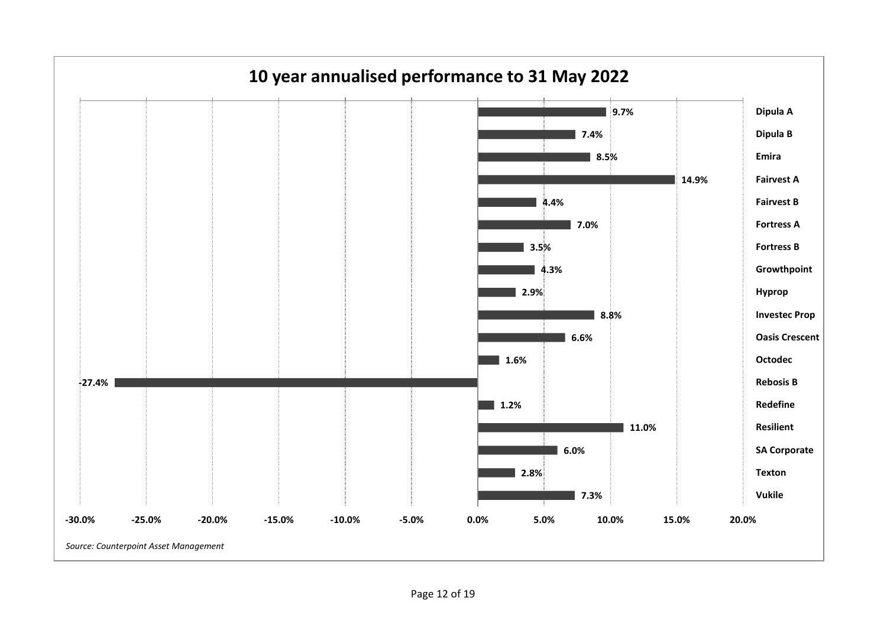## 10 year annualised performance to 31 May 2022

| Company | 10 year annualised performance |
|---|---|
| Dipula A | 9.7% |
| Dipula B | 7.4% |
| Emira | 8.5% |
| Fairvest A | 14.9% |
| Fairvest B | 4.4% |
| Fortress A | 7.0% |
| Fortress B | 3.5% |
| Growthpoint | 4.3% |
| Hyprop | 2.9% |
| Investec Prop | 8.8% |
| Oasis Crescent | 6.6% |
| Octodec | 1.6% |
| Rebosis B | -27.4% |
| Redefine | 1.2% |
| Resilient | 11.0% |
| SA Corporate | 6.0% |
| Texton | 2.8% |
| Vukile | 7.3% |

*Source: Counterpoint Asset Management*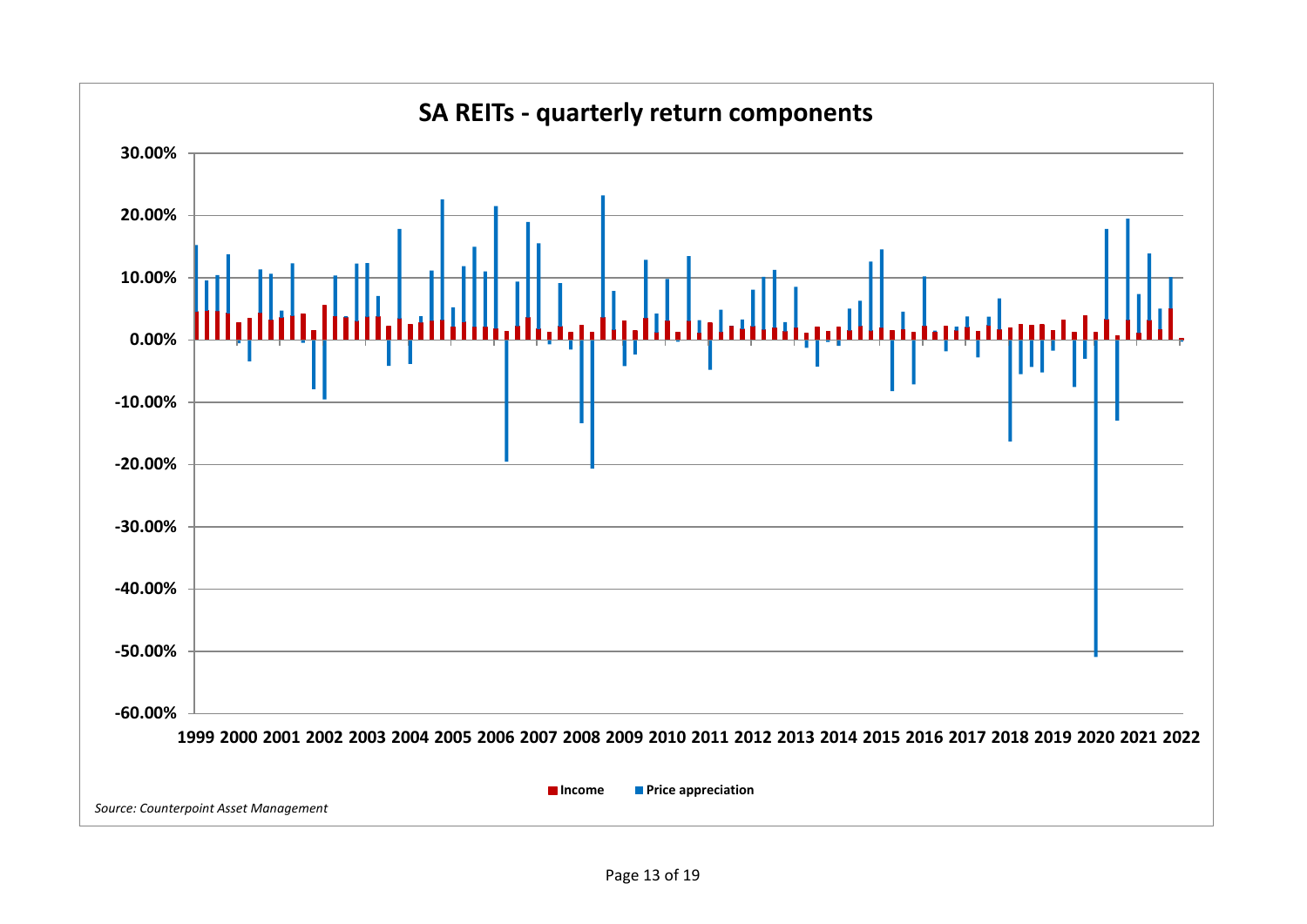## SA REITs - quarterly return components

30.00%
20.00%
10.00%
0.00%
-10.00%
-20.00%
-30.00%
-40.00%
-50.00%
-60.00%

1999 2000 2001 2002 2003 2004 2005 2006 2007 2008 2009 2010 2011 2012 2013 2014 2015 2016 2017 2018 2019 2020 2021 2022

**Income** **Price appreciation**

*Source: Counterpoint Asset Management*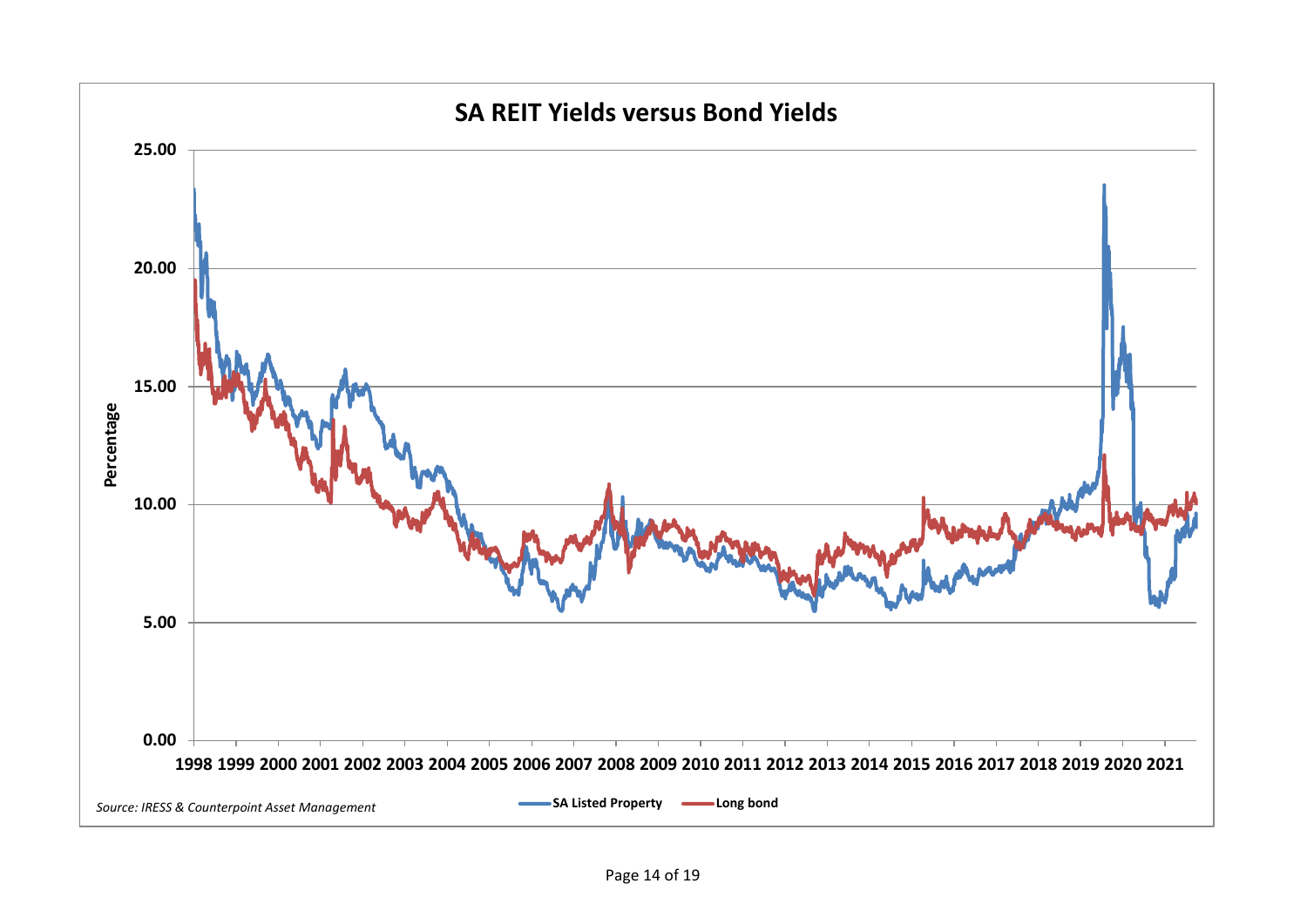## SA REIT Yields versus Bond Yields

Percentage

25.00
20.00
15.00
10.00
5.00
0.00

1998 1999 2000 2001 2002 2003 2004 2005 2006 2007 2008 2009 2010 2011 2012 2013 2014 2015 2016 2017 2018 2019 2020 2021

*Source: IRESS & Counterpoint Asset Management*

**SA Listed Property** **Long bond**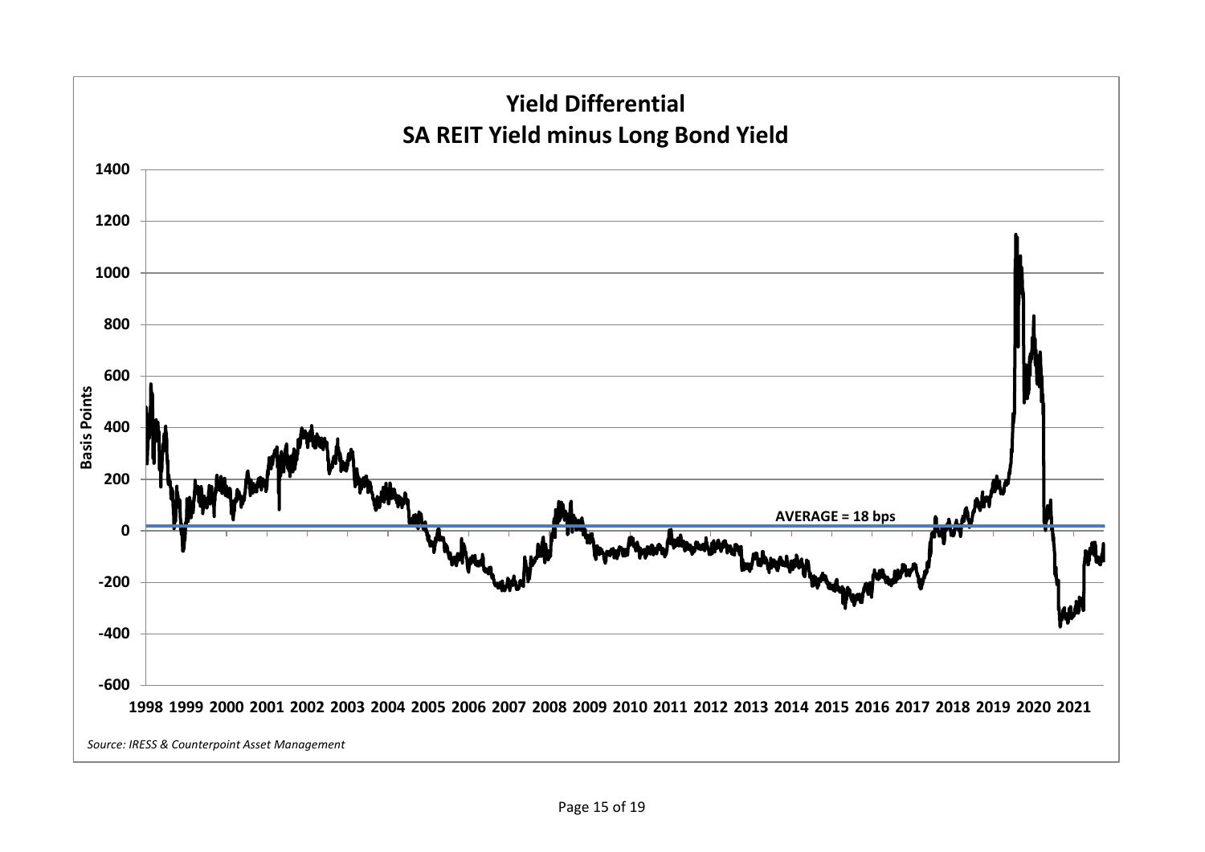**Yield Differential**
**SA REIT Yield minus Long Bond Yield**

Basis Points

1400
1200
1000
800
600
400
200
0
-200
-400
-600

AVERAGE = 18 bps

1998 1999 2000 2001 2002 2003 2004 2005 2006 2007 2008 2009 2010 2011 2012 2013 2014 2015 2016 2017 2018 2019 2020 2021

*Source: IRESS & Counterpoint Asset Management*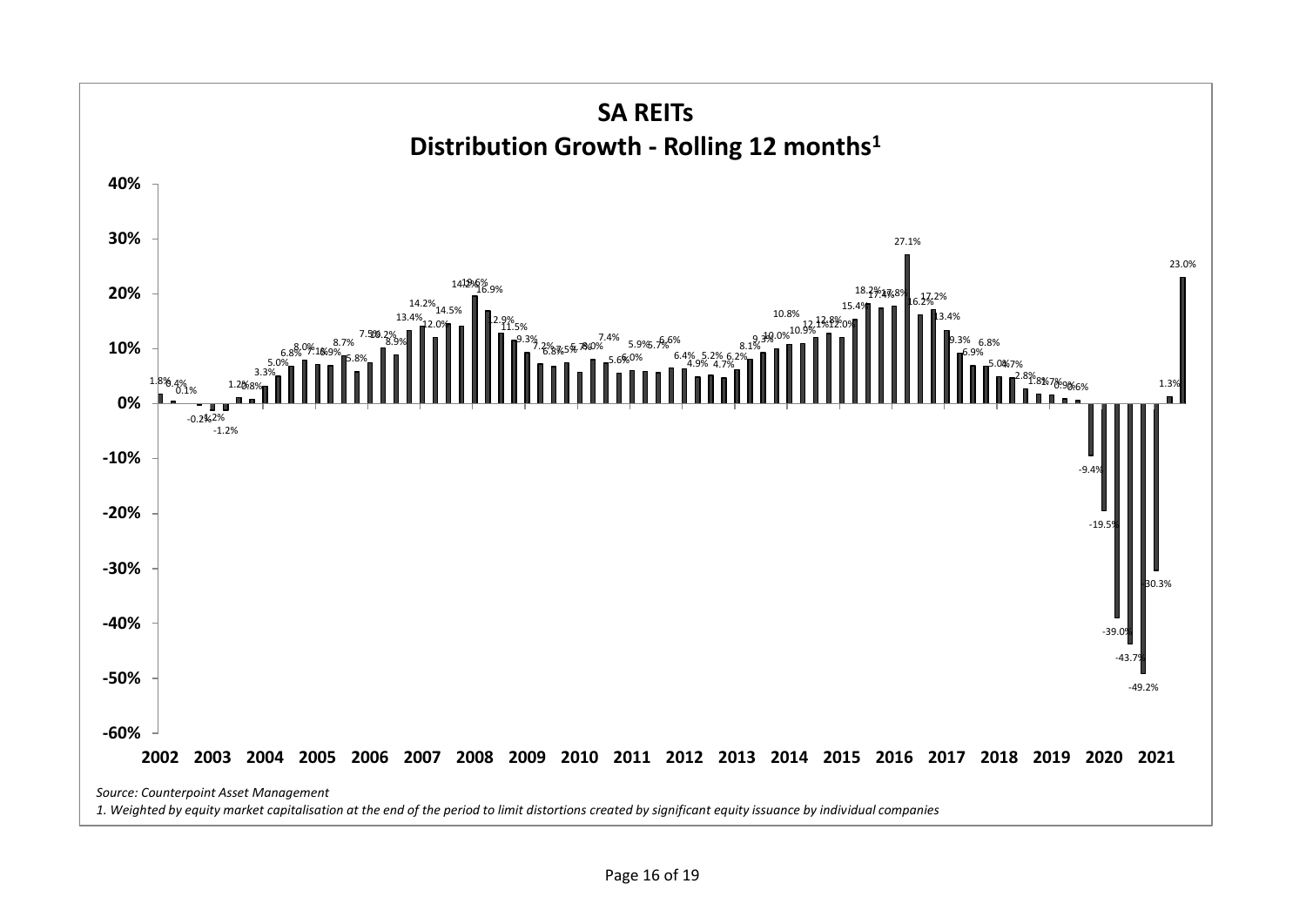# SA REITs

## Distribution Growth - Rolling 12 months[1]

*Source: Counterpoint Asset Management*

*1. Weighted by equity market capitalisation at the end of the period to limit distortions created by significant equity issuance by individual companies*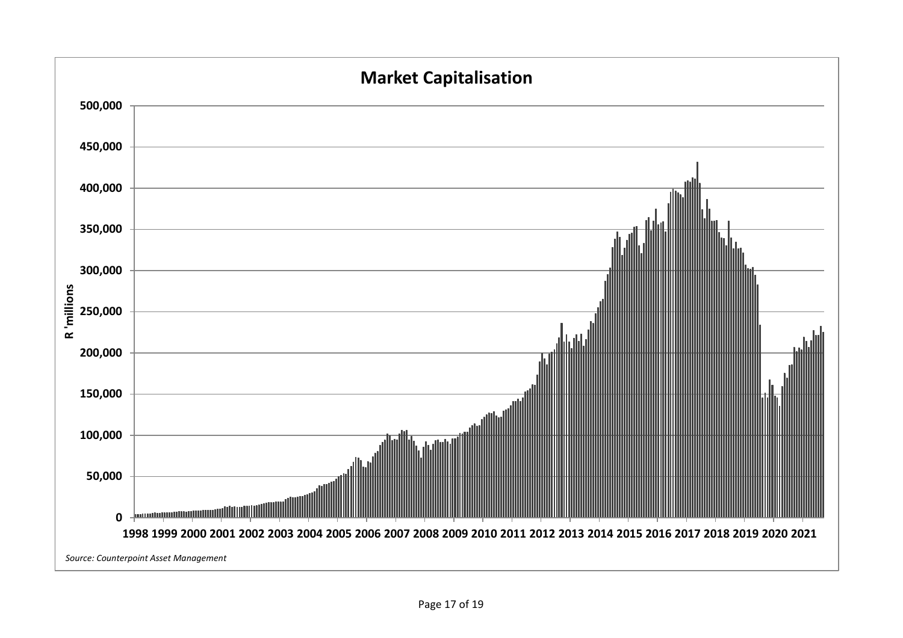## Market Capitalisation

R 'millions

500,000
450,000
400,000
350,000
300,000
250,000
200,000
150,000
100,000
50,000
0

1998 1999 2000 2001 2002 2003 2004 2005 2006 2007 2008 2009 2010 2011 2012 2013 2014 2015 2016 2017 2018 2019 2020 2021

*Source: Counterpoint Asset Management*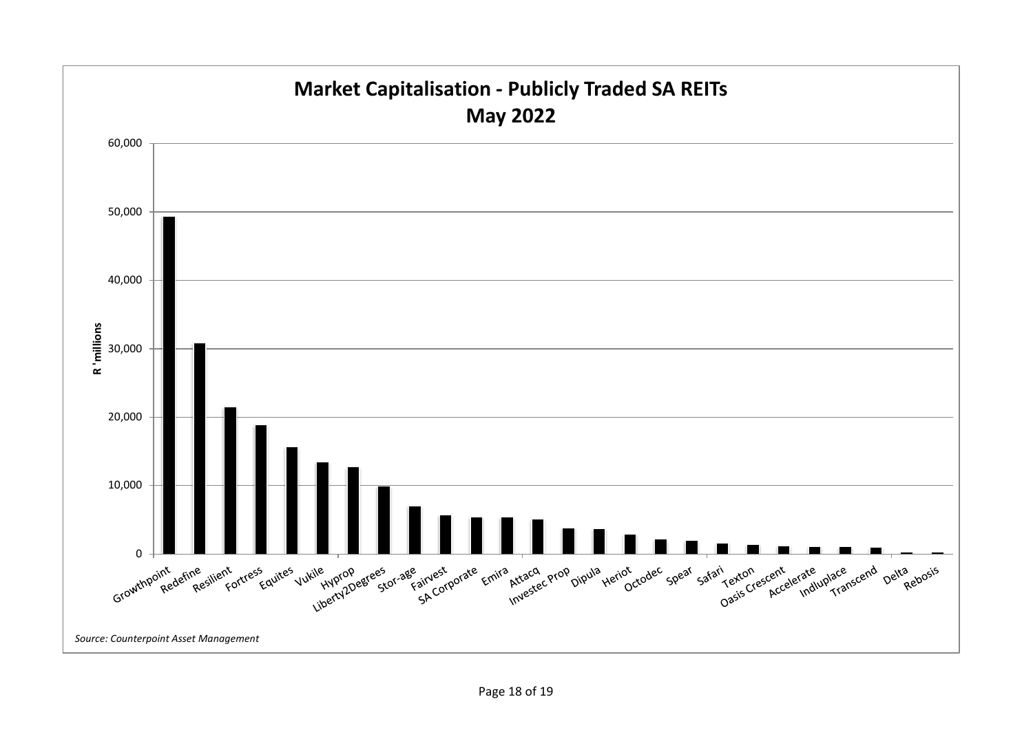**Market Capitalisation - Publicly Traded SA REITs**
**May 2022**

R 'millions

60,000
50,000
40,000
30,000
20,000
10,000
0

Growthpoint, Redefine, Resilient, Fortress, Equites, Vukile, Hyprop, Liberty2Degrees, Stor-age, Fairvest, SA Corporate, Emira, Attacq, Investec Prop, Dipula, Heriot, Octodec, Spear, Safari, Texton, Oasis Crescent, Accelerate, Indluplace, Transcend, Delta, Rebosis

*Source: Counterpoint Asset Management*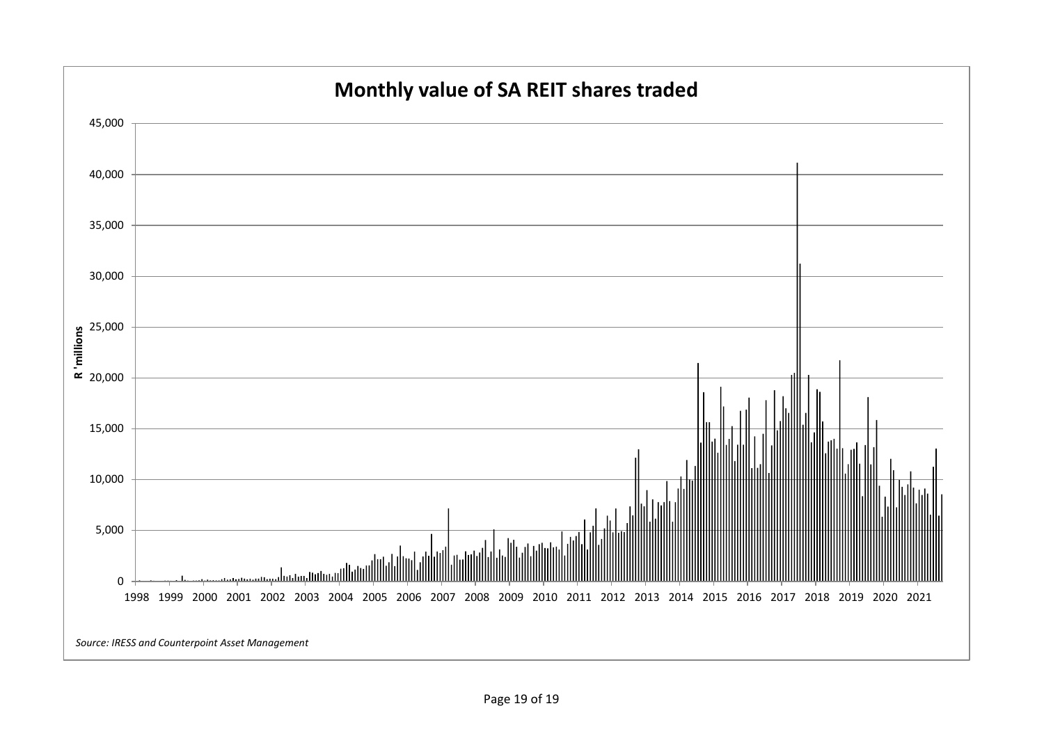**Monthly value of SA REIT shares traded**

R 'millions

45,000
40,000
35,000
30,000
25,000
20,000
15,000
10,000
5,000
0

1998 1999 2000 2001 2002 2003 2004 2005 2006 2007 2008 2009 2010 2011 2012 2013 2014 2015 2016 2017 2018 2019 2020 2021

*Source: IRESS and Counterpoint Asset Management*